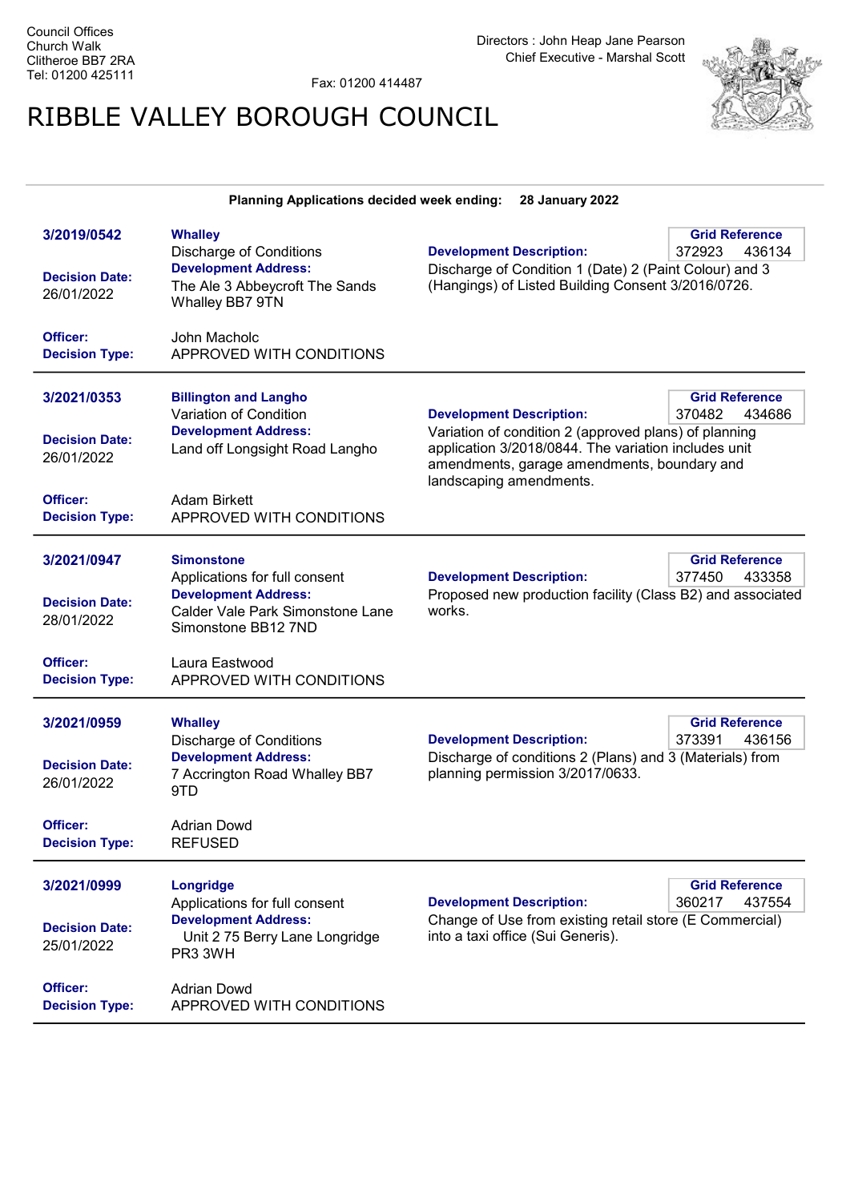Council Offices
Church Walk
Clitheroe BB7 2RA
Tel: 01200 425111

Fax: 01200 414487

Directors : John Heap Jane Pearson
Chief Executive - Marshal Scott

# RIBBLE VALLEY BOROUGH COUNCIL

**Planning Applications decided week ending: 28 January 2022**

---

**3/2019/0542**

**Whalley**
Discharge of Conditions

**Decision Date:** 26/01/2022

**Development Address:**
The Ale 3 Abbeycroft The Sands Whalley BB7 9TN

**Development Description:**
Discharge of Condition 1 (Date) 2 (Paint Colour) and 3 (Hangings) of Listed Building Consent 3/2016/0726.

**Grid Reference:** 372923 436134

**Officer:** John Macholc
**Decision Type:** APPROVED WITH CONDITIONS

---

**3/2021/0353**

**Billington and Langho**
Variation of Condition

**Decision Date:** 26/01/2022

**Development Address:**
Land off Longsight Road Langho

**Development Description:**
Variation of condition 2 (approved plans) of planning application 3/2018/0844. The variation includes unit amendments, garage amendments, boundary and landscaping amendments.

**Grid Reference:** 370482 434686

**Officer:** Adam Birkett
**Decision Type:** APPROVED WITH CONDITIONS

---

**3/2021/0947**

**Simonstone**
Applications for full consent

**Decision Date:** 28/01/2022

**Development Address:**
Calder Vale Park Simonstone Lane Simonstone BB12 7ND

**Development Description:**
Proposed new production facility (Class B2) and associated works.

**Grid Reference:** 377450 433358

**Officer:** Laura Eastwood
**Decision Type:** APPROVED WITH CONDITIONS

---

**3/2021/0959**

**Whalley**
Discharge of Conditions

**Decision Date:** 26/01/2022

**Development Address:**
7 Accrington Road Whalley BB7 9TD

**Development Description:**
Discharge of conditions 2 (Plans) and 3 (Materials) from planning permission 3/2017/0633.

**Grid Reference:** 373391 436156

**Officer:** Adrian Dowd
**Decision Type:** REFUSED

---

**3/2021/0999**

**Longridge**
Applications for full consent

**Decision Date:** 25/01/2022

**Development Address:**
Unit 2 75 Berry Lane Longridge PR3 3WH

**Development Description:**
Change of Use from existing retail store (E Commercial) into a taxi office (Sui Generis).

**Grid Reference:** 360217 437554

**Officer:** Adrian Dowd
**Decision Type:** APPROVED WITH CONDITIONS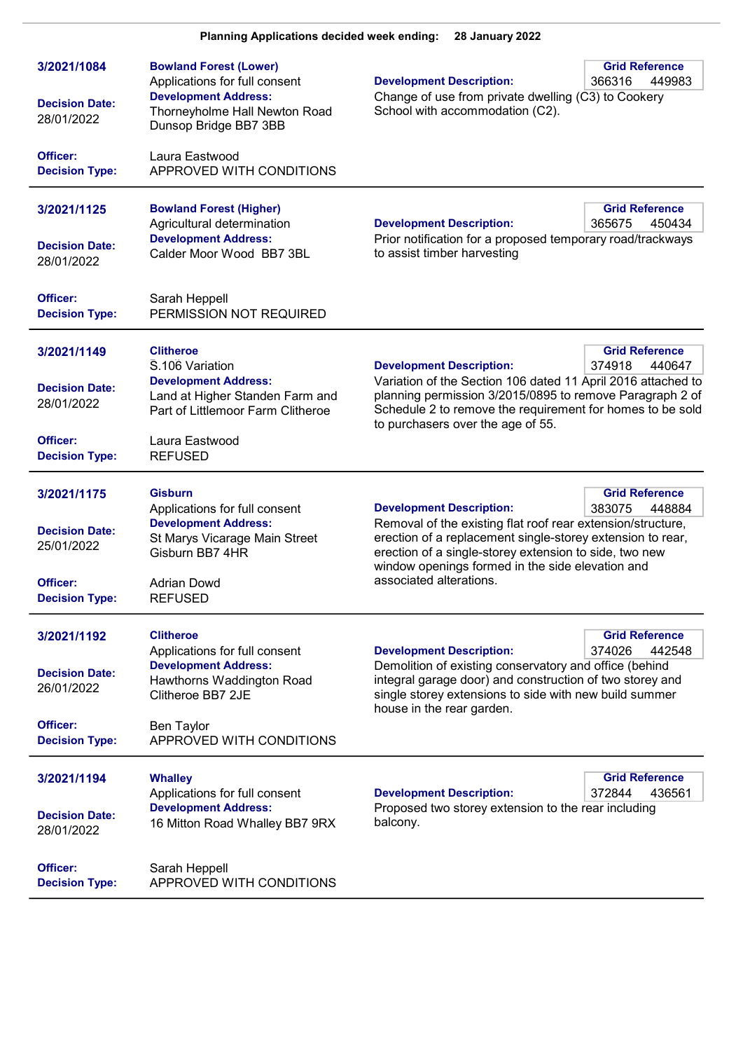**Planning Applications decided week ending: 28 January 2022**

---

**3/2021/1084**

**Bowland Forest (Lower)**
Applications for full consent

**Development Address:**
Thorneyholme Hall Newton Road Dunsop Bridge BB7 3BB

**Decision Date:** 28/01/2022

**Officer:** Laura Eastwood

**Decision Type:** APPROVED WITH CONDITIONS

**Grid Reference:** 366316 449983

**Development Description:**
Change of use from private dwelling (C3) to Cookery School with accommodation (C2).

---

**3/2021/1125**

**Bowland Forest (Higher)**
Agricultural determination

**Development Address:**
Calder Moor Wood BB7 3BL

**Decision Date:** 28/01/2022

**Officer:** Sarah Heppell

**Decision Type:** PERMISSION NOT REQUIRED

**Grid Reference:** 365675 450434

**Development Description:**
Prior notification for a proposed temporary road/trackways to assist timber harvesting

---

**3/2021/1149**

**Clitheroe**
S.106 Variation

**Development Address:**
Land at Higher Standen Farm and Part of Littlemoor Farm Clitheroe

**Decision Date:** 28/01/2022

**Officer:** Laura Eastwood

**Decision Type:** REFUSED

**Grid Reference:** 374918 440647

**Development Description:**
Variation of the Section 106 dated 11 April 2016 attached to planning permission 3/2015/0895 to remove Paragraph 2 of Schedule 2 to remove the requirement for homes to be sold to purchasers over the age of 55.

---

**3/2021/1175**

**Gisburn**
Applications for full consent

**Development Address:**
St Marys Vicarage Main Street Gisburn BB7 4HR

**Decision Date:** 25/01/2022

**Officer:** Adrian Dowd

**Decision Type:** REFUSED

**Grid Reference:** 383075 448884

**Development Description:**
Removal of the existing flat roof rear extension/structure, erection of a replacement single-storey extension to rear, erection of a single-storey extension to side, two new window openings formed in the side elevation and associated alterations.

---

**3/2021/1192**

**Clitheroe**
Applications for full consent

**Development Address:**
Hawthorns Waddington Road Clitheroe BB7 2JE

**Decision Date:** 26/01/2022

**Officer:** Ben Taylor

**Decision Type:** APPROVED WITH CONDITIONS

**Grid Reference:** 374026 442548

**Development Description:**
Demolition of existing conservatory and office (behind integral garage door) and construction of two storey and single storey extensions to side with new build summer house in the rear garden.

---

**3/2021/1194**

**Whalley**
Applications for full consent

**Development Address:**
16 Mitton Road Whalley BB7 9RX

**Decision Date:** 28/01/2022

**Officer:** Sarah Heppell

**Decision Type:** APPROVED WITH CONDITIONS

**Grid Reference:** 372844 436561

**Development Description:**
Proposed two storey extension to the rear including balcony.

---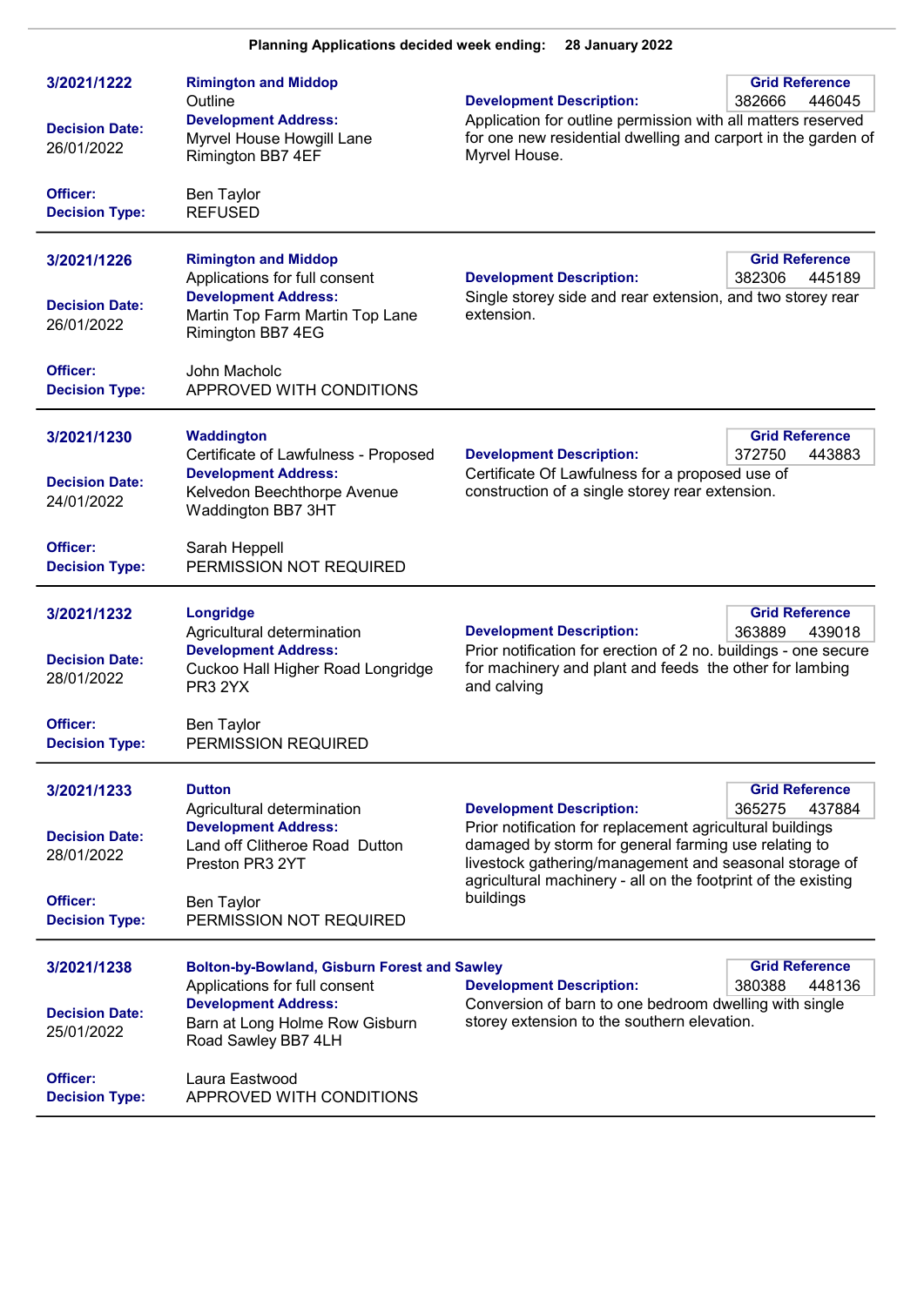**Planning Applications decided week ending: 28 January 2022**

---

**3/2021/1222**

**Rimington and Middop**
Outline

**Grid Reference** 382666 446045

**Decision Date:** 26/01/2022

**Development Address:**
Myrvel House Howgill Lane
Rimington BB7 4EF

**Development Description:**
Application for outline permission with all matters reserved for one new residential dwelling and carport in the garden of Myrvel House.

**Officer:** Ben Taylor
**Decision Type:** REFUSED

---

**3/2021/1226**

**Rimington and Middop**
Applications for full consent

**Grid Reference** 382306 445189

**Decision Date:** 26/01/2022

**Development Address:**
Martin Top Farm Martin Top Lane
Rimington BB7 4EG

**Development Description:**
Single storey side and rear extension, and two storey rear extension.

**Officer:** John Macholc
**Decision Type:** APPROVED WITH CONDITIONS

---

**3/2021/1230**

**Waddington**
Certificate of Lawfulness - Proposed

**Grid Reference** 372750 443883

**Decision Date:** 24/01/2022

**Development Address:**
Kelvedon Beechthorpe Avenue
Waddington BB7 3HT

**Development Description:**
Certificate Of Lawfulness for a proposed use of construction of a single storey rear extension.

**Officer:** Sarah Heppell
**Decision Type:** PERMISSION NOT REQUIRED

---

**3/2021/1232**

**Longridge**
Agricultural determination

**Grid Reference** 363889 439018

**Decision Date:** 28/01/2022

**Development Address:**
Cuckoo Hall Higher Road Longridge
PR3 2YX

**Development Description:**
Prior notification for erection of 2 no. buildings - one secure for machinery and plant and feeds the other for lambing and calving

**Officer:** Ben Taylor
**Decision Type:** PERMISSION REQUIRED

---

**3/2021/1233**

**Dutton**
Agricultural determination

**Grid Reference** 365275 437884

**Decision Date:** 28/01/2022

**Development Address:**
Land off Clitheroe Road Dutton
Preston PR3 2YT

**Development Description:**
Prior notification for replacement agricultural buildings damaged by storm for general farming use relating to livestock gathering/management and seasonal storage of agricultural machinery - all on the footprint of the existing buildings

**Officer:** Ben Taylor
**Decision Type:** PERMISSION NOT REQUIRED

---

**3/2021/1238**

**Bolton-by-Bowland, Gisburn Forest and Sawley**
Applications for full consent

**Grid Reference** 380388 448136

**Decision Date:** 25/01/2022

**Development Address:**
Barn at Long Holme Row Gisburn
Road Sawley BB7 4LH

**Development Description:**
Conversion of barn to one bedroom dwelling with single storey extension to the southern elevation.

**Officer:** Laura Eastwood
**Decision Type:** APPROVED WITH CONDITIONS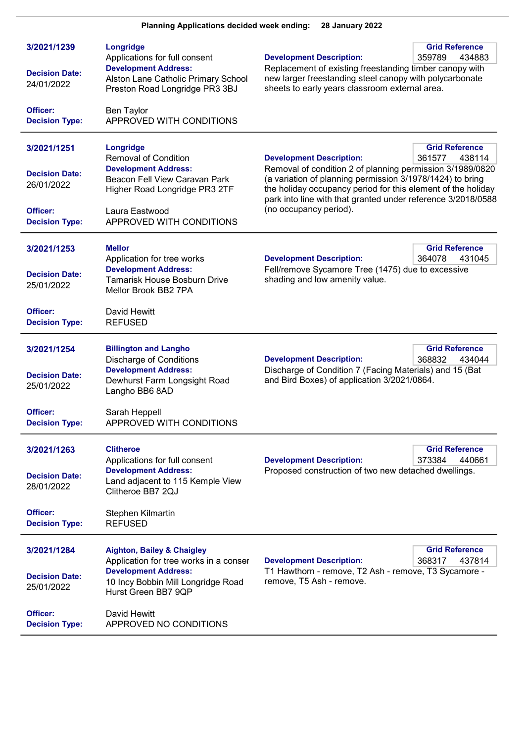**Planning Applications decided week ending: 28 January 2022**

---

**3/2021/1239**

**Longridge**
Applications for full consent

**Development Address:**
Alston Lane Catholic Primary School Preston Road Longridge PR3 3BJ

**Decision Date:** 24/01/2022

**Officer:** Ben Taylor

**Decision Type:** APPROVED WITH CONDITIONS

**Grid Reference:** 359789 434883

**Development Description:**
Replacement of existing freestanding timber canopy with new larger freestanding steel canopy with polycarbonate sheets to early years classroom external area.

---

**3/2021/1251**

**Longridge**
Removal of Condition

**Development Address:**
Beacon Fell View Caravan Park Higher Road Longridge PR3 2TF

**Decision Date:** 26/01/2022

**Officer:** Laura Eastwood

**Decision Type:** APPROVED WITH CONDITIONS

**Grid Reference:** 361577 438114

**Development Description:**
Removal of condition 2 of planning permission 3/1989/0820 (a variation of planning permission 3/1978/1424) to bring the holiday occupancy period for this element of the holiday park into line with that granted under reference 3/2018/0588 (no occupancy period).

---

**3/2021/1253**

**Mellor**
Application for tree works

**Development Address:**
Tamarisk House Bosburn Drive Mellor Brook BB2 7PA

**Decision Date:** 25/01/2022

**Officer:** David Hewitt

**Decision Type:** REFUSED

**Grid Reference:** 364078 431045

**Development Description:**
Fell/remove Sycamore Tree (1475) due to excessive shading and low amenity value.

---

**3/2021/1254**

**Billington and Langho**
Discharge of Conditions

**Development Address:**
Dewhurst Farm Longsight Road Langho BB6 8AD

**Decision Date:** 25/01/2022

**Officer:** Sarah Heppell

**Decision Type:** APPROVED WITH CONDITIONS

**Grid Reference:** 368832 434044

**Development Description:**
Discharge of Condition 7 (Facing Materials) and 15 (Bat and Bird Boxes) of application 3/2021/0864.

---

**3/2021/1263**

**Clitheroe**
Applications for full consent

**Development Address:**
Land adjacent to 115 Kemple View Clitheroe BB7 2QJ

**Decision Date:** 28/01/2022

**Officer:** Stephen Kilmartin

**Decision Type:** REFUSED

**Grid Reference:** 373384 440661

**Development Description:**
Proposed construction of two new detached dwellings.

---

**3/2021/1284**

**Aighton, Bailey & Chaigley**
Application for tree works in a conser

**Development Address:**
10 Incy Bobbin Mill Longridge Road Hurst Green BB7 9QP

**Decision Date:** 25/01/2022

**Officer:** David Hewitt

**Decision Type:** APPROVED NO CONDITIONS

**Grid Reference:** 368317 437814

**Development Description:**
T1 Hawthorn - remove, T2 Ash - remove, T3 Sycamore - remove, T5 Ash - remove.

---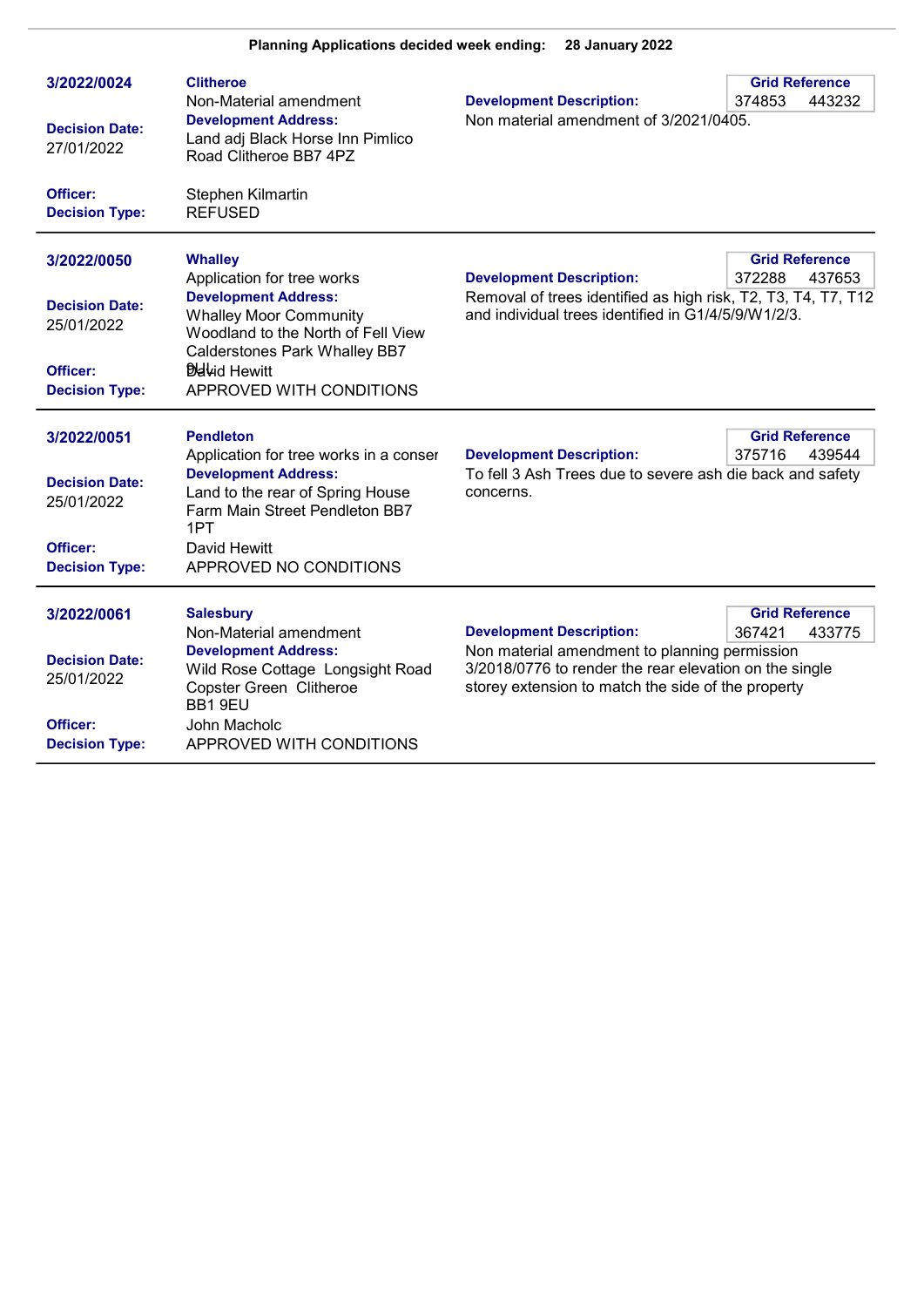**Planning Applications decided week ending: 28 January 2022**

---

**3/2022/0024**

**Clitheroe**
Non-Material amendment

**Development Address:**
Land adj Black Horse Inn Pimlico Road Clitheroe BB7 4PZ

**Decision Date:** 27/01/2022

**Officer:** Stephen Kilmartin

**Decision Type:** REFUSED

**Development Description:**
Non material amendment of 3/2021/0405.

**Grid Reference:** 374853 443232

---

**3/2022/0050**

**Whalley**
Application for tree works

**Development Address:**
Whalley Moor Community Woodland to the North of Fell View Calderstones Park Whalley BB7 9UL

**Decision Date:** 25/01/2022

**Officer:** David Hewitt

**Decision Type:** APPROVED WITH CONDITIONS

**Development Description:**
Removal of trees identified as high risk, T2, T3, T4, T7, T12 and individual trees identified in G1/4/5/9/W1/2/3.

**Grid Reference:** 372288 437653

---

**3/2022/0051**

**Pendleton**
Application for tree works in a conser

**Development Address:**
Land to the rear of Spring House Farm Main Street Pendleton BB7 1PT

**Decision Date:** 25/01/2022

**Officer:** David Hewitt

**Decision Type:** APPROVED NO CONDITIONS

**Development Description:**
To fell 3 Ash Trees due to severe ash die back and safety concerns.

**Grid Reference:** 375716 439544

---

**3/2022/0061**

**Salesbury**
Non-Material amendment

**Development Address:**
Wild Rose Cottage Longsight Road Copster Green Clitheroe BB1 9EU

**Decision Date:** 25/01/2022

**Officer:** John Macholc

**Decision Type:** APPROVED WITH CONDITIONS

**Development Description:**
Non material amendment to planning permission 3/2018/0776 to render the rear elevation on the single storey extension to match the side of the property

**Grid Reference:** 367421 433775